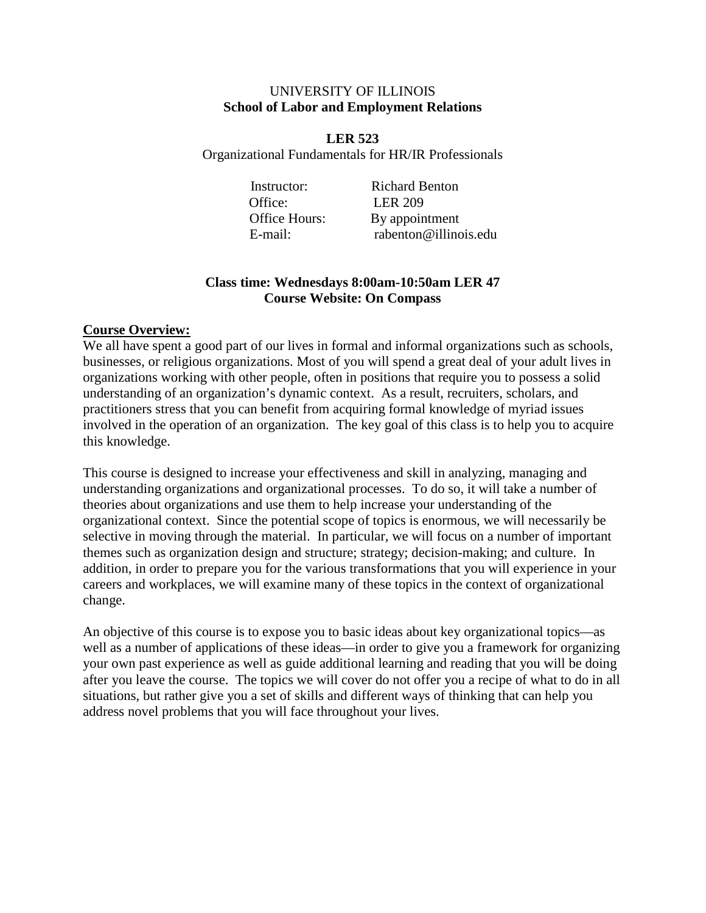UNIVERSITY OF ILLINOIS

**School of Labor and Employment Relations**

# LER 523

Organizational Fundamentals for HR/IR Professionals

| | |
|---|---|
| Instructor: | Richard Benton |
| Office: | LER 209 |
| Office Hours: | By appointment |
| E-mail: | rabenton@illinois.edu |

**Class time: Wednesdays 8:00am-10:50am LER 47**

**Course Website: On Compass**

## Course Overview:

We all have spent a good part of our lives in formal and informal organizations such as schools, businesses, or religious organizations. Most of you will spend a great deal of your adult lives in organizations working with other people, often in positions that require you to possess a solid understanding of an organization's dynamic context. As a result, recruiters, scholars, and practitioners stress that you can benefit from acquiring formal knowledge of myriad issues involved in the operation of an organization. The key goal of this class is to help you to acquire this knowledge.

This course is designed to increase your effectiveness and skill in analyzing, managing and understanding organizations and organizational processes. To do so, it will take a number of theories about organizations and use them to help increase your understanding of the organizational context. Since the potential scope of topics is enormous, we will necessarily be selective in moving through the material. In particular, we will focus on a number of important themes such as organization design and structure; strategy; decision-making; and culture. In addition, in order to prepare you for the various transformations that you will experience in your careers and workplaces, we will examine many of these topics in the context of organizational change.

An objective of this course is to expose you to basic ideas about key organizational topics—as well as a number of applications of these ideas—in order to give you a framework for organizing your own past experience as well as guide additional learning and reading that you will be doing after you leave the course. The topics we will cover do not offer you a recipe of what to do in all situations, but rather give you a set of skills and different ways of thinking that can help you address novel problems that you will face throughout your lives.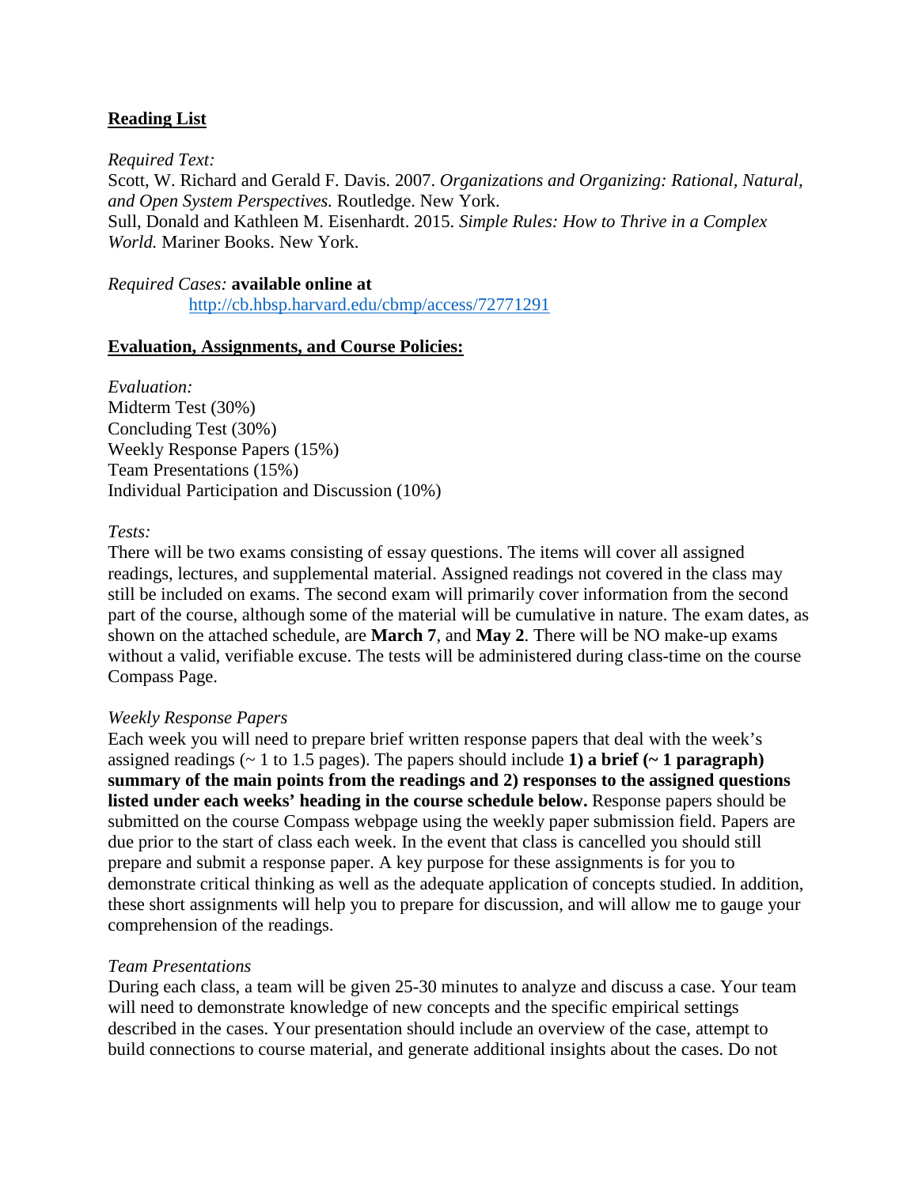## Reading List

*Required Text:*
Scott, W. Richard and Gerald F. Davis. 2007. *Organizations and Organizing: Rational, Natural, and Open System Perspectives.* Routledge. New York.
Sull, Donald and Kathleen M. Eisenhardt. 2015. *Simple Rules: How to Thrive in a Complex World.* Mariner Books. New York.

*Required Cases:* **available online at**
http://cb.hbsp.harvard.edu/cbmp/access/72771291

## Evaluation, Assignments, and Course Policies:

*Evaluation:*
Midterm Test (30%)
Concluding Test (30%)
Weekly Response Papers (15%)
Team Presentations (15%)
Individual Participation and Discussion (10%)

*Tests:*
There will be two exams consisting of essay questions. The items will cover all assigned readings, lectures, and supplemental material. Assigned readings not covered in the class may still be included on exams. The second exam will primarily cover information from the second part of the course, although some of the material will be cumulative in nature. The exam dates, as shown on the attached schedule, are **March 7**, and **May 2**. There will be NO make-up exams without a valid, verifiable excuse. The tests will be administered during class-time on the course Compass Page.

*Weekly Response Papers*
Each week you will need to prepare brief written response papers that deal with the week's assigned readings (~ 1 to 1.5 pages). The papers should include **1) a brief (~ 1 paragraph) summary of the main points from the readings and 2) responses to the assigned questions listed under each weeks' heading in the course schedule below.** Response papers should be submitted on the course Compass webpage using the weekly paper submission field. Papers are due prior to the start of class each week. In the event that class is cancelled you should still prepare and submit a response paper. A key purpose for these assignments is for you to demonstrate critical thinking as well as the adequate application of concepts studied. In addition, these short assignments will help you to prepare for discussion, and will allow me to gauge your comprehension of the readings.

*Team Presentations*
During each class, a team will be given 25-30 minutes to analyze and discuss a case. Your team will need to demonstrate knowledge of new concepts and the specific empirical settings described in the cases. Your presentation should include an overview of the case, attempt to build connections to course material, and generate additional insights about the cases. Do not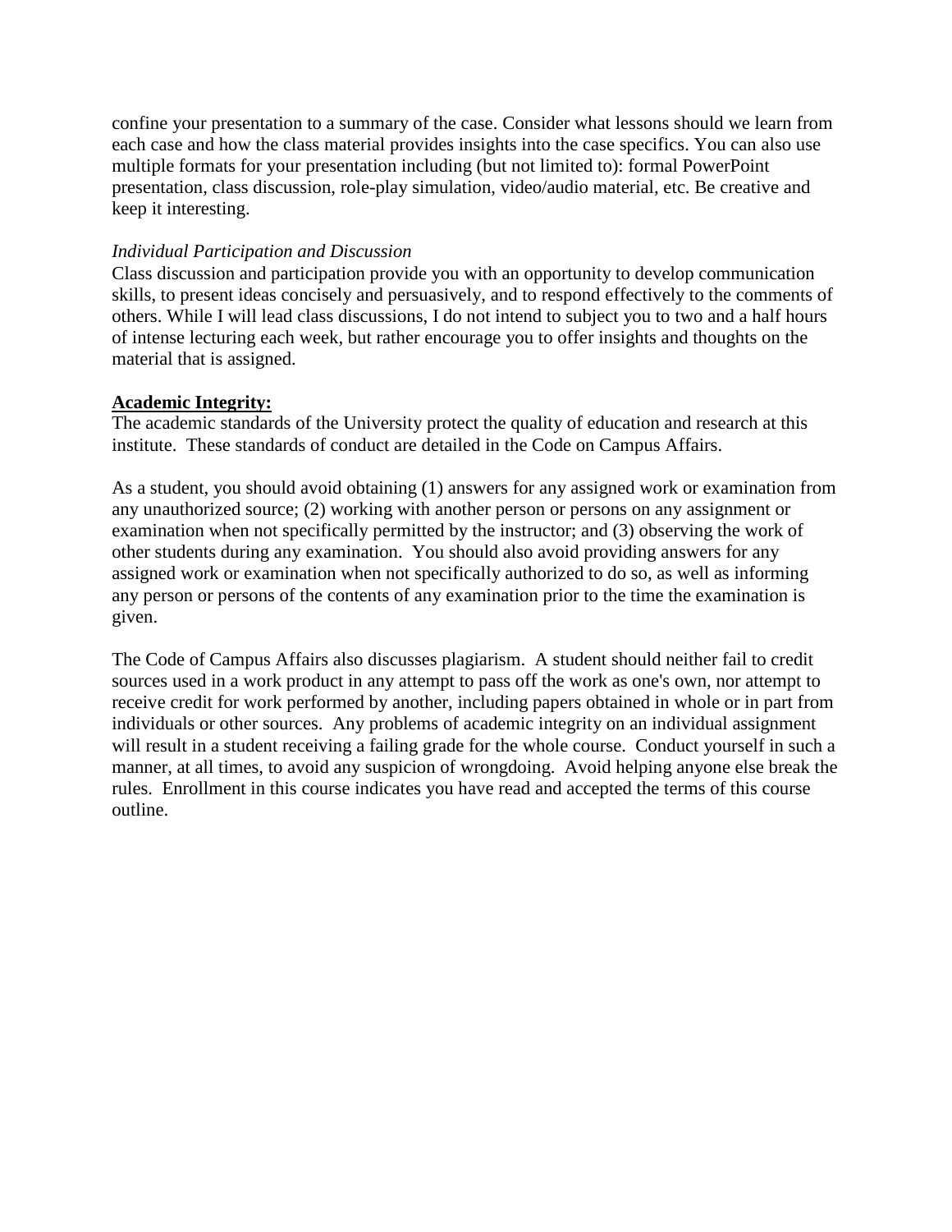confine your presentation to a summary of the case. Consider what lessons should we learn from each case and how the class material provides insights into the case specifics. You can also use multiple formats for your presentation including (but not limited to): formal PowerPoint presentation, class discussion, role-play simulation, video/audio material, etc. Be creative and keep it interesting.

*Individual Participation and Discussion*

Class discussion and participation provide you with an opportunity to develop communication skills, to present ideas concisely and persuasively, and to respond effectively to the comments of others. While I will lead class discussions, I do not intend to subject you to two and a half hours of intense lecturing each week, but rather encourage you to offer insights and thoughts on the material that is assigned.

**Academic Integrity:**

The academic standards of the University protect the quality of education and research at this institute. These standards of conduct are detailed in the Code on Campus Affairs.

As a student, you should avoid obtaining (1) answers for any assigned work or examination from any unauthorized source; (2) working with another person or persons on any assignment or examination when not specifically permitted by the instructor; and (3) observing the work of other students during any examination. You should also avoid providing answers for any assigned work or examination when not specifically authorized to do so, as well as informing any person or persons of the contents of any examination prior to the time the examination is given.

The Code of Campus Affairs also discusses plagiarism. A student should neither fail to credit sources used in a work product in any attempt to pass off the work as one's own, nor attempt to receive credit for work performed by another, including papers obtained in whole or in part from individuals or other sources. Any problems of academic integrity on an individual assignment will result in a student receiving a failing grade for the whole course. Conduct yourself in such a manner, at all times, to avoid any suspicion of wrongdoing. Avoid helping anyone else break the rules. Enrollment in this course indicates you have read and accepted the terms of this course outline.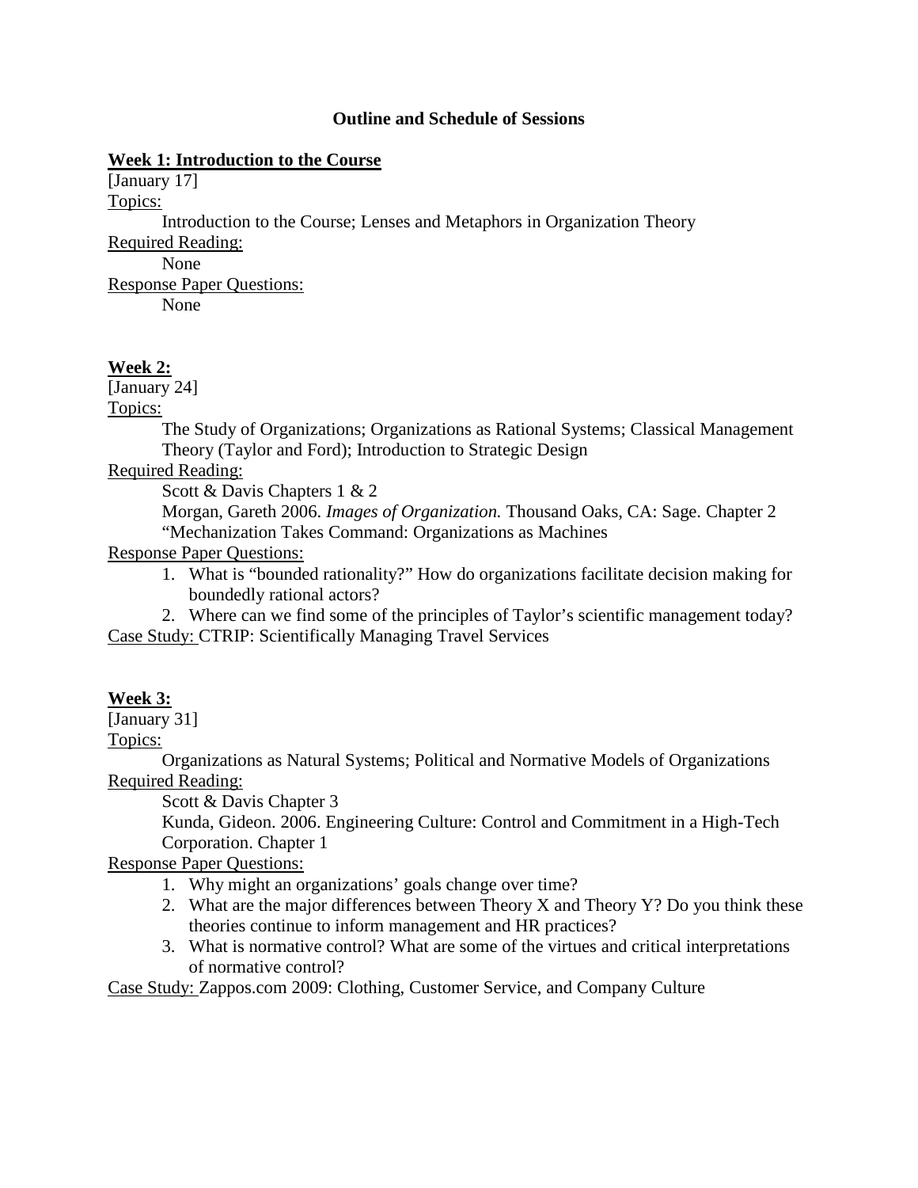### Outline and Schedule of Sessions

**Week 1: Introduction to the Course**

[January 17]

Topics:

Introduction to the Course; Lenses and Metaphors in Organization Theory

Required Reading:

None

Response Paper Questions:

None

**Week 2:**

[January 24]

Topics:

The Study of Organizations; Organizations as Rational Systems; Classical Management Theory (Taylor and Ford); Introduction to Strategic Design

Required Reading:

Scott & Davis Chapters 1 & 2

Morgan, Gareth 2006. *Images of Organization.* Thousand Oaks, CA: Sage. Chapter 2 "Mechanization Takes Command: Organizations as Machines

Response Paper Questions:

1. What is "bounded rationality?" How do organizations facilitate decision making for boundedly rational actors?
2. Where can we find some of the principles of Taylor's scientific management today?

Case Study: CTRIP: Scientifically Managing Travel Services

**Week 3:**

[January 31]

Topics:

Organizations as Natural Systems; Political and Normative Models of Organizations

Required Reading:

Scott & Davis Chapter 3

Kunda, Gideon. 2006. Engineering Culture: Control and Commitment in a High-Tech Corporation. Chapter 1

Response Paper Questions:

1. Why might an organizations' goals change over time?
2. What are the major differences between Theory X and Theory Y? Do you think these theories continue to inform management and HR practices?
3. What is normative control? What are some of the virtues and critical interpretations of normative control?

Case Study: Zappos.com 2009: Clothing, Customer Service, and Company Culture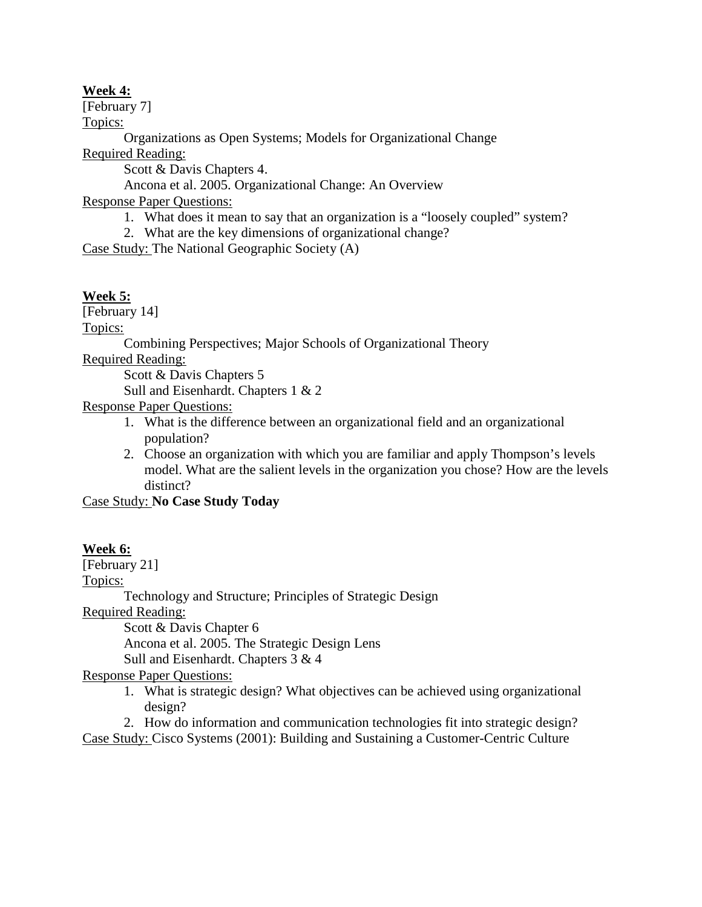**Week 4:**

[February 7]

Topics:

Organizations as Open Systems; Models for Organizational Change

Required Reading:

Scott & Davis Chapters 4.

Ancona et al. 2005. Organizational Change: An Overview

Response Paper Questions:

1. What does it mean to say that an organization is a "loosely coupled" system?
2. What are the key dimensions of organizational change?

Case Study: The National Geographic Society (A)

**Week 5:**

[February 14]

Topics:

Combining Perspectives; Major Schools of Organizational Theory

Required Reading:

Scott & Davis Chapters 5

Sull and Eisenhardt. Chapters 1 & 2

Response Paper Questions:

1. What is the difference between an organizational field and an organizational population?
2. Choose an organization with which you are familiar and apply Thompson's levels model. What are the salient levels in the organization you chose? How are the levels distinct?

Case Study: **No Case Study Today**

**Week 6:**

[February 21]

Topics:

Technology and Structure; Principles of Strategic Design

Required Reading:

Scott & Davis Chapter 6

Ancona et al. 2005. The Strategic Design Lens

Sull and Eisenhardt. Chapters 3 & 4

Response Paper Questions:

1. What is strategic design? What objectives can be achieved using organizational design?
2. How do information and communication technologies fit into strategic design?

Case Study: Cisco Systems (2001): Building and Sustaining a Customer-Centric Culture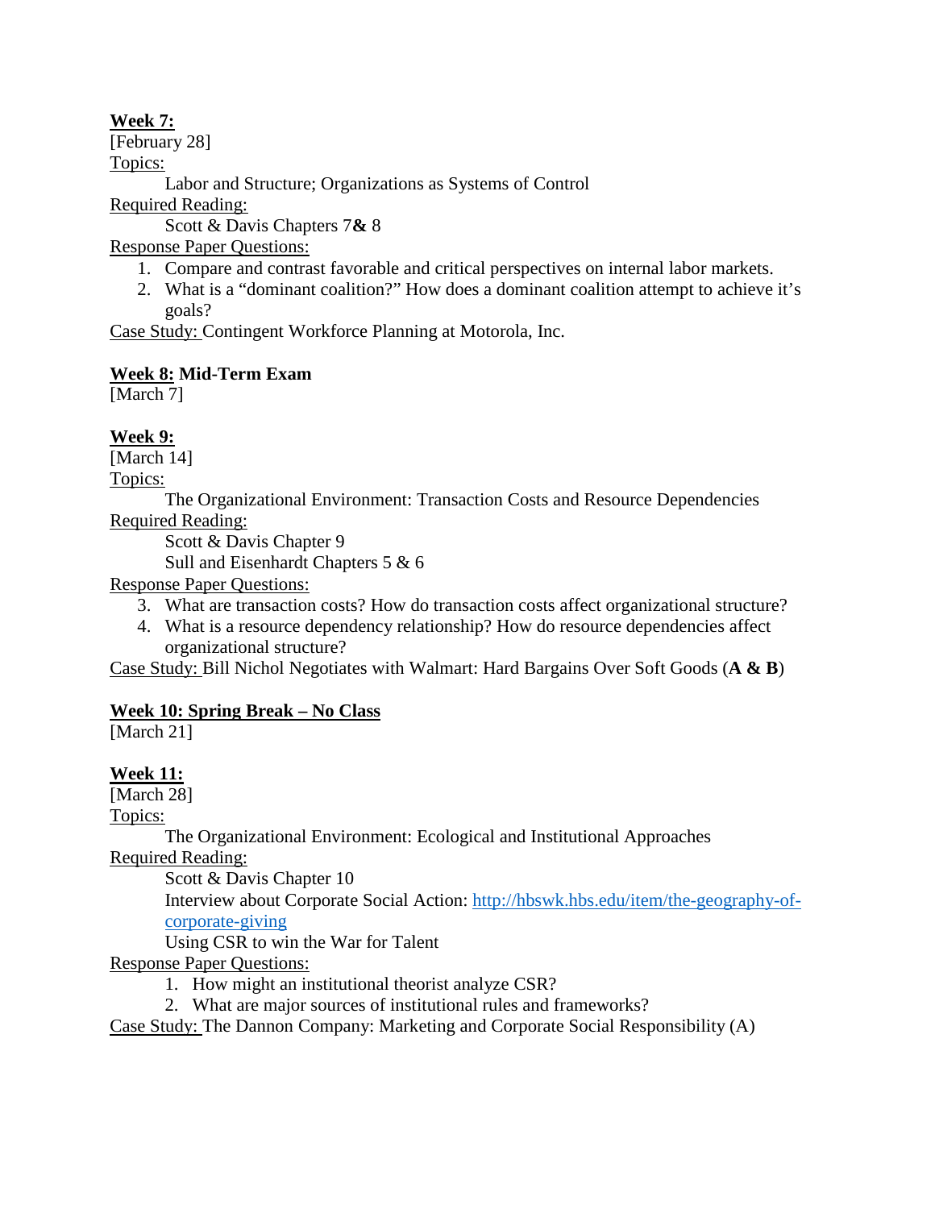**<u>Week 7:</u>**
[February 28]
<u>Topics:</u>

Labor and Structure; Organizations as Systems of Control

<u>Required Reading:</u>

Scott & Davis Chapters 7**&** 8

<u>Response Paper Questions:</u>

1. Compare and contrast favorable and critical perspectives on internal labor markets.
2. What is a "dominant coalition?" How does a dominant coalition attempt to achieve it's goals?

<u>Case Study:</u> Contingent Workforce Planning at Motorola, Inc.

**<u>Week 8:</u> Mid-Term Exam**
[March 7]

**<u>Week 9:</u>**
[March 14]
<u>Topics:</u>

The Organizational Environment: Transaction Costs and Resource Dependencies

<u>Required Reading:</u>

Scott & Davis Chapter 9
Sull and Eisenhardt Chapters 5 & 6

<u>Response Paper Questions:</u>

3. What are transaction costs? How do transaction costs affect organizational structure?
4. What is a resource dependency relationship? How do resource dependencies affect organizational structure?

<u>Case Study:</u> Bill Nichol Negotiates with Walmart: Hard Bargains Over Soft Goods (**A & B**)

**<u>Week 10: Spring Break – No Class</u>**
[March 21]

**<u>Week 11:</u>**
[March 28]
<u>Topics:</u>

The Organizational Environment: Ecological and Institutional Approaches

<u>Required Reading:</u>

Scott & Davis Chapter 10
Interview about Corporate Social Action: [http://hbswk.hbs.edu/item/the-geography-of-corporate-giving](http://hbswk.hbs.edu/item/the-geography-of-corporate-giving)
Using CSR to win the War for Talent

<u>Response Paper Questions:</u>

1. How might an institutional theorist analyze CSR?
2. What are major sources of institutional rules and frameworks?

<u>Case Study:</u> The Dannon Company: Marketing and Corporate Social Responsibility (A)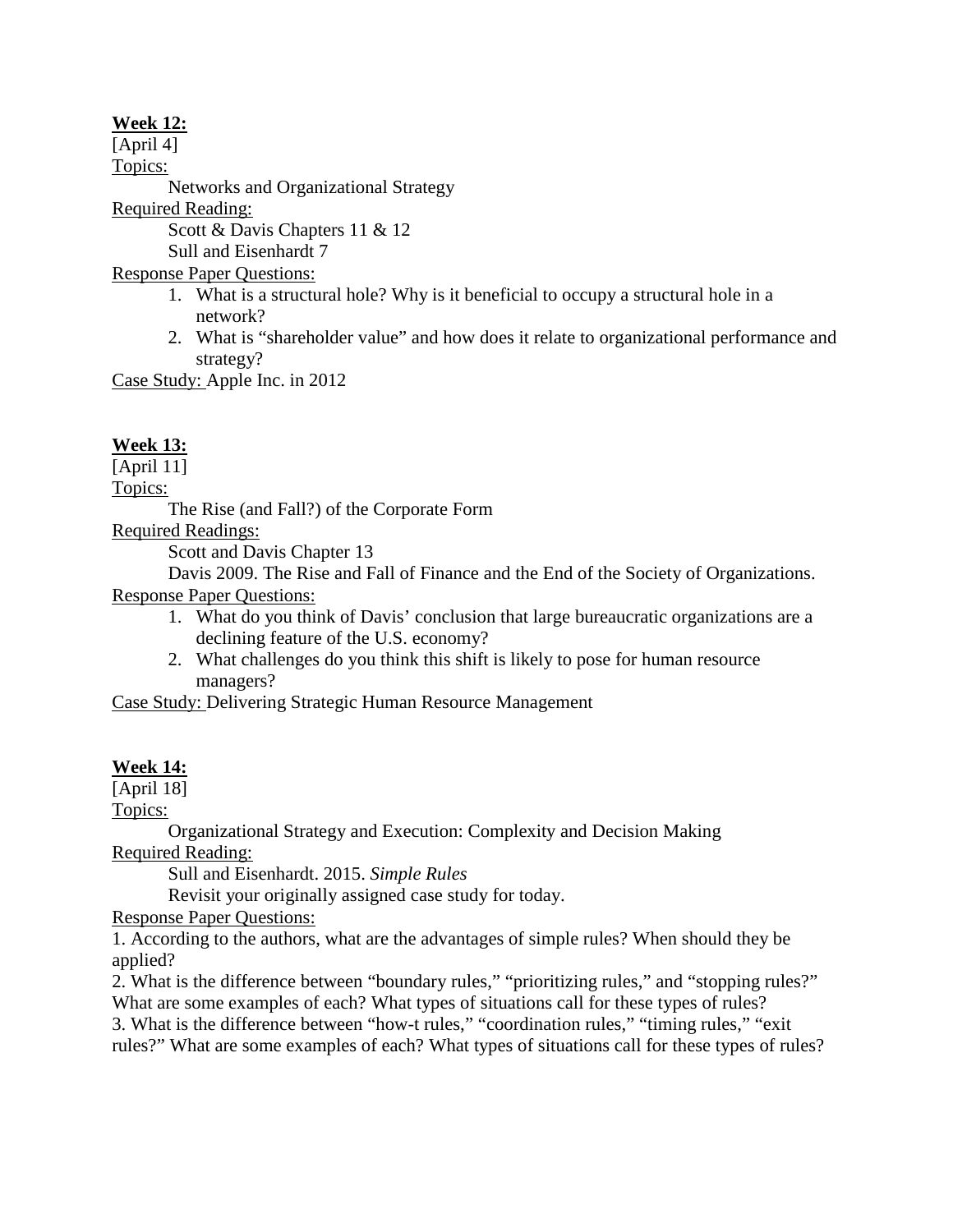**Week 12:**

[April 4]

Topics:

Networks and Organizational Strategy

Required Reading:

Scott & Davis Chapters 11 & 12

Sull and Eisenhardt 7

Response Paper Questions:

1. What is a structural hole? Why is it beneficial to occupy a structural hole in a network?
2. What is "shareholder value" and how does it relate to organizational performance and strategy?

Case Study: Apple Inc. in 2012

**Week 13:**

[April 11]

Topics:

The Rise (and Fall?) of the Corporate Form

Required Readings:

Scott and Davis Chapter 13

Davis 2009. The Rise and Fall of Finance and the End of the Society of Organizations.

Response Paper Questions:

1. What do you think of Davis' conclusion that large bureaucratic organizations are a declining feature of the U.S. economy?
2. What challenges do you think this shift is likely to pose for human resource managers?

Case Study: Delivering Strategic Human Resource Management

**Week 14:**

[April 18]

Topics:

Organizational Strategy and Execution: Complexity and Decision Making

Required Reading:

Sull and Eisenhardt. 2015. *Simple Rules*

Revisit your originally assigned case study for today.

Response Paper Questions:

1. According to the authors, what are the advantages of simple rules? When should they be applied?
2. What is the difference between "boundary rules," "prioritizing rules," and "stopping rules?" What are some examples of each? What types of situations call for these types of rules?
3. What is the difference between "how-t rules," "coordination rules," "timing rules," "exit rules?" What are some examples of each? What types of situations call for these types of rules?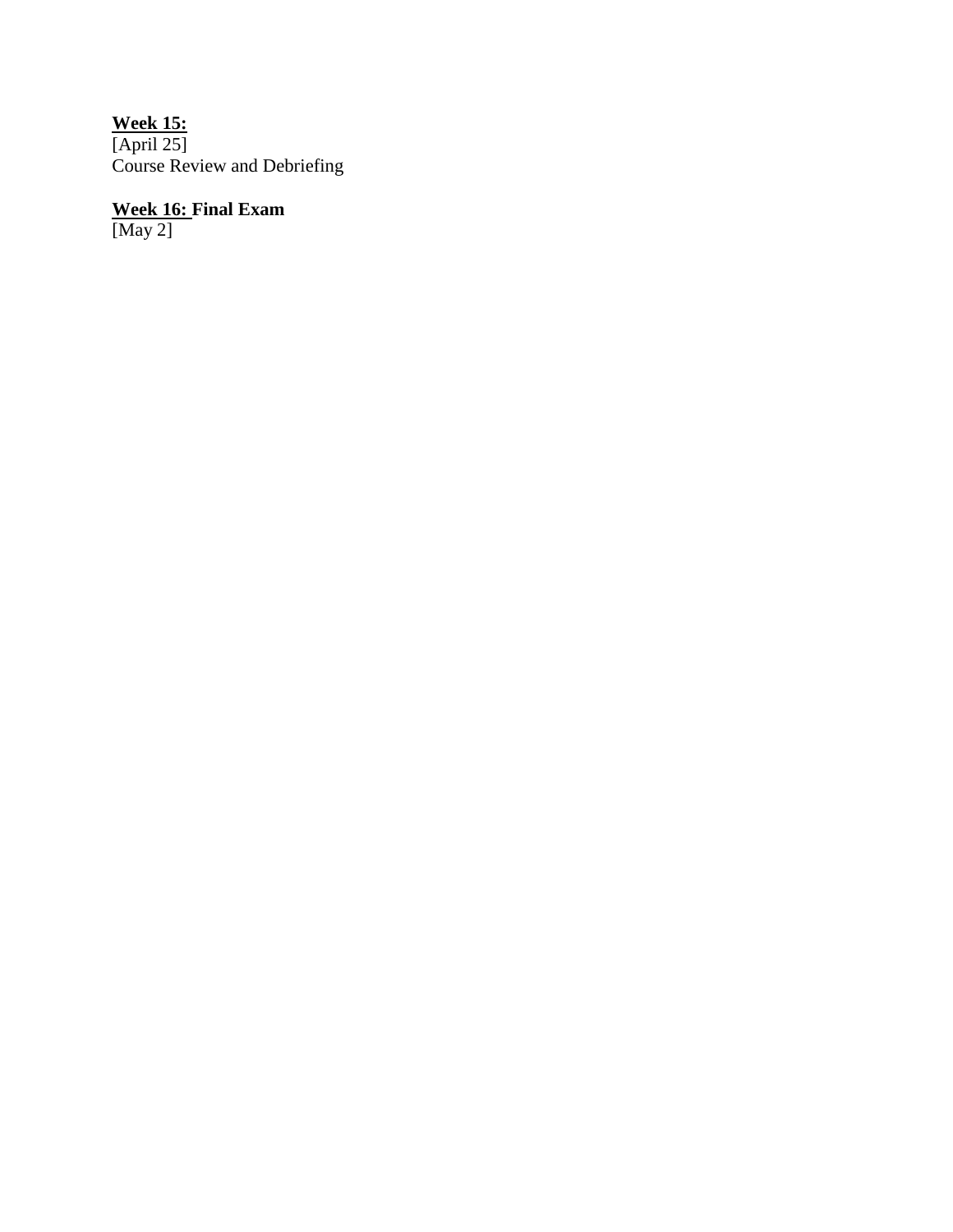**Week 15:**
[April 25]
Course Review and Debriefing

**Week 16: Final Exam**
[May 2]